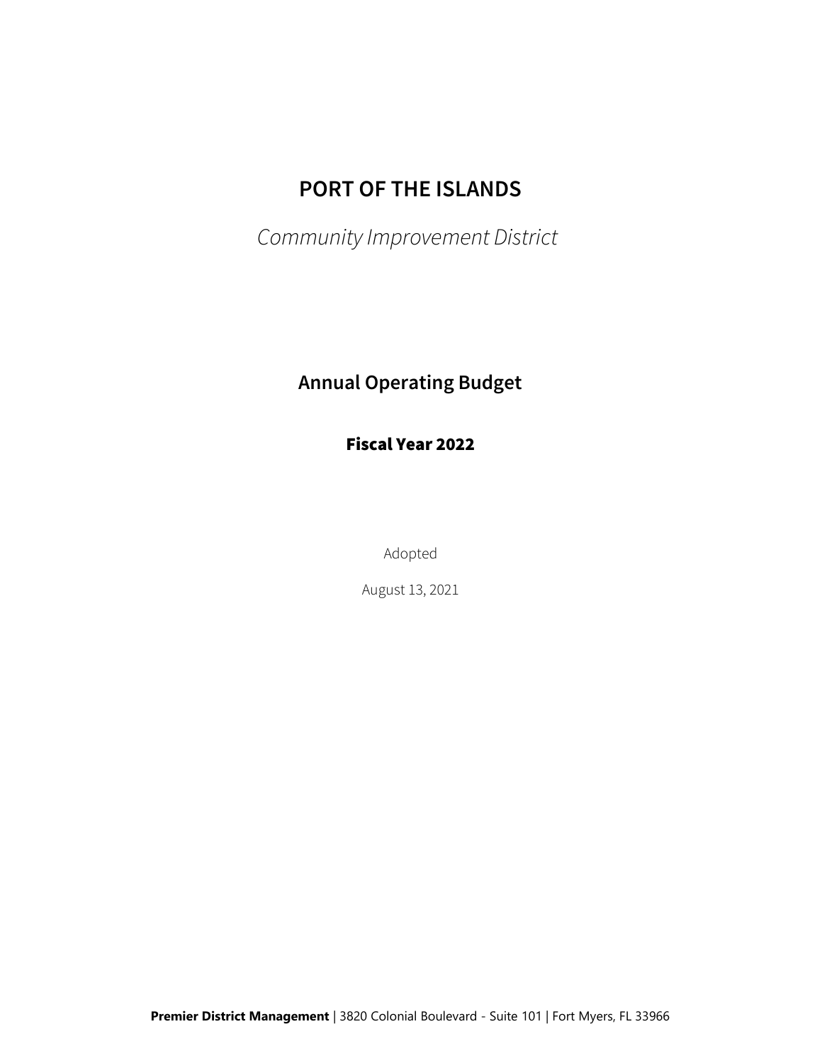# PORT OF THE ISLANDS

*Community Improvement District*

## Annual Operating Budget

### Fiscal Year 2022

Adopted

August 13, 2021

**Premier District Management** | 3820 Colonial Boulevard - Suite 101 | Fort Myers, FL 33966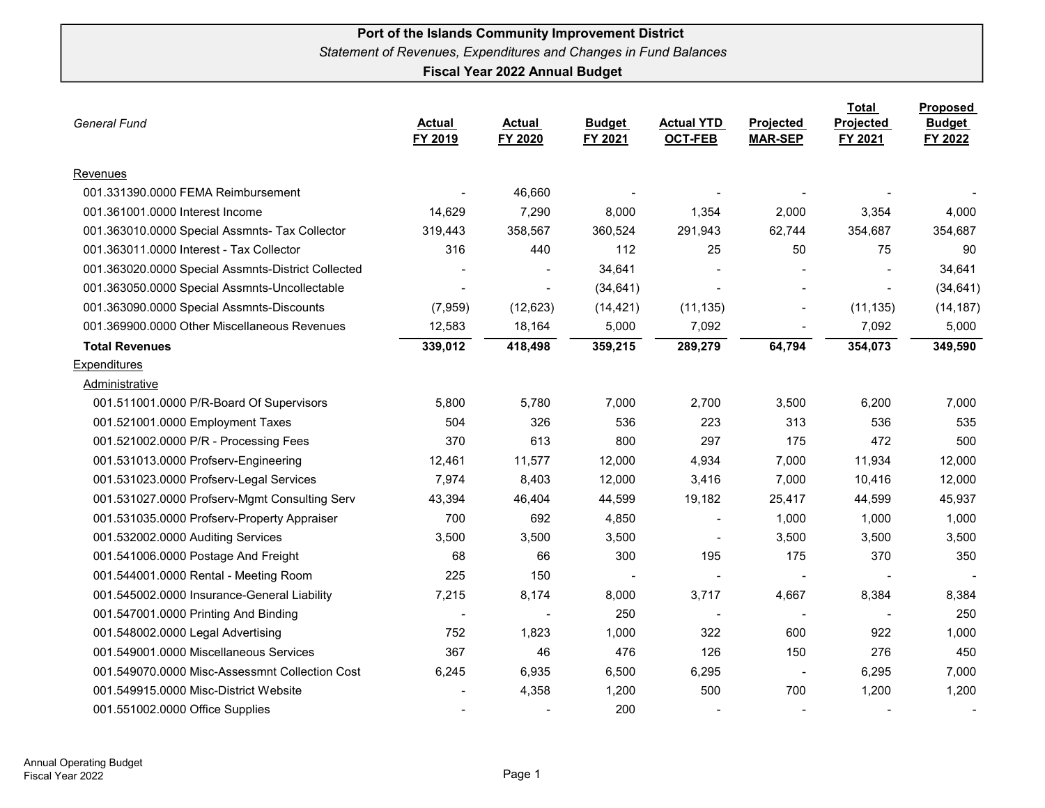# Port of the Islands Community Improvement District

*Statement of Revenues, Expenditures and Changes in Fund Balances*

**Fiscal Year 2022 Annual Budget**

| *General Fund* | Actual FY 2019 | Actual FY 2020 | Budget FY 2021 | Actual YTD OCT-FEB | Projected MAR-SEP | Total Projected FY 2021 | Proposed Budget FY 2022 |
|---|---|---|---|---|---|---|---|
| Revenues | | | | | | | |
| 001.331390.0000 FEMA Reimbursement | - | 46,660 | - | - | - | - | - |
| 001.361001.0000 Interest Income | 14,629 | 7,290 | 8,000 | 1,354 | 2,000 | 3,354 | 4,000 |
| 001.363010.0000 Special Assmnts- Tax Collector | 319,443 | 358,567 | 360,524 | 291,943 | 62,744 | 354,687 | 354,687 |
| 001.363011.0000 Interest - Tax Collector | 316 | 440 | 112 | 25 | 50 | 75 | 90 |
| 001.363020.0000 Special Assmnts-District Collected | - | - | 34,641 | - | - | - | 34,641 |
| 001.363050.0000 Special Assmnts-Uncollectable | - | - | (34,641) | - | - | - | (34,641) |
| 001.363090.0000 Special Assmnts-Discounts | (7,959) | (12,623) | (14,421) | (11,135) | - | (11,135) | (14,187) |
| 001.369900.0000 Other Miscellaneous Revenues | 12,583 | 18,164 | 5,000 | 7,092 | - | 7,092 | 5,000 |
| **Total Revenues** | **339,012** | **418,498** | **359,215** | **289,279** | **64,794** | **354,073** | **349,590** |
| Expenditures | | | | | | | |
| Administrative | | | | | | | |
| 001.511001.0000 P/R-Board Of Supervisors | 5,800 | 5,780 | 7,000 | 2,700 | 3,500 | 6,200 | 7,000 |
| 001.521001.0000 Employment Taxes | 504 | 326 | 536 | 223 | 313 | 536 | 535 |
| 001.521002.0000 P/R - Processing Fees | 370 | 613 | 800 | 297 | 175 | 472 | 500 |
| 001.531013.0000 Profserv-Engineering | 12,461 | 11,577 | 12,000 | 4,934 | 7,000 | 11,934 | 12,000 |
| 001.531023.0000 Profserv-Legal Services | 7,974 | 8,403 | 12,000 | 3,416 | 7,000 | 10,416 | 12,000 |
| 001.531027.0000 Profserv-Mgmt Consulting Serv | 43,394 | 46,404 | 44,599 | 19,182 | 25,417 | 44,599 | 45,937 |
| 001.531035.0000 Profserv-Property Appraiser | 700 | 692 | 4,850 | - | 1,000 | 1,000 | 1,000 |
| 001.532002.0000 Auditing Services | 3,500 | 3,500 | 3,500 | - | 3,500 | 3,500 | 3,500 |
| 001.541006.0000 Postage And Freight | 68 | 66 | 300 | 195 | 175 | 370 | 350 |
| 001.544001.0000 Rental - Meeting Room | 225 | 150 | - | - | - | - | - |
| 001.545002.0000 Insurance-General Liability | 7,215 | 8,174 | 8,000 | 3,717 | 4,667 | 8,384 | 8,384 |
| 001.547001.0000 Printing And Binding | - | - | 250 | - | - | - | 250 |
| 001.548002.0000 Legal Advertising | 752 | 1,823 | 1,000 | 322 | 600 | 922 | 1,000 |
| 001.549001.0000 Miscellaneous Services | 367 | 46 | 476 | 126 | 150 | 276 | 450 |
| 001.549070.0000 Misc-Assessmnt Collection Cost | 6,245 | 6,935 | 6,500 | 6,295 | - | 6,295 | 7,000 |
| 001.549915.0000 Misc-District Website | - | 4,358 | 1,200 | 500 | 700 | 1,200 | 1,200 |
| 001.551002.0000 Office Supplies | - | - | 200 | - | - | - | - |

Annual Operating Budget
Fiscal Year 2022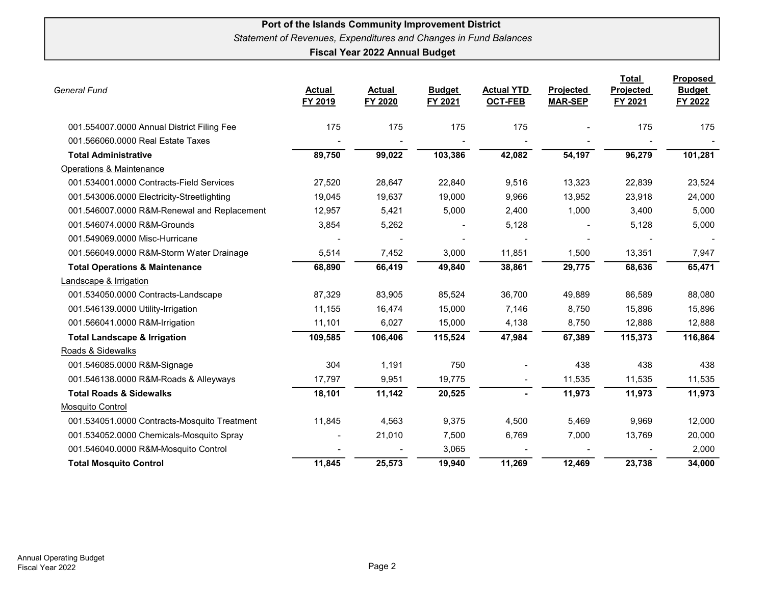**Port of the Islands Community Improvement District**

*Statement of Revenues, Expenditures and Changes in Fund Balances*

**Fiscal Year 2022 Annual Budget**

| *General Fund* | Actual FY 2019 | Actual FY 2020 | Budget FY 2021 | Actual YTD OCT-FEB | Projected MAR-SEP | Total Projected FY 2021 | Proposed Budget FY 2022 |
|---|---|---|---|---|---|---|---|
| 001.554007.0000 Annual District Filing Fee | 175 | 175 | 175 | 175 | - | 175 | 175 |
| 001.566060.0000 Real Estate Taxes | - | - | - | - | - | - | - |
| **Total Administrative** | **89,750** | **99,022** | **103,386** | **42,082** | **54,197** | **96,279** | **101,281** |
| Operations & Maintenance | | | | | | | |
| 001.534001.0000 Contracts-Field Services | 27,520 | 28,647 | 22,840 | 9,516 | 13,323 | 22,839 | 23,524 |
| 001.543006.0000 Electricity-Streetlighting | 19,045 | 19,637 | 19,000 | 9,966 | 13,952 | 23,918 | 24,000 |
| 001.546007.0000 R&M-Renewal and Replacement | 12,957 | 5,421 | 5,000 | 2,400 | 1,000 | 3,400 | 5,000 |
| 001.546074.0000 R&M-Grounds | 3,854 | 5,262 | - | 5,128 | - | 5,128 | 5,000 |
| 001.549069.0000 Misc-Hurricane | - | - | - | - | - | - | - |
| 001.566049.0000 R&M-Storm Water Drainage | 5,514 | 7,452 | 3,000 | 11,851 | 1,500 | 13,351 | 7,947 |
| **Total Operations & Maintenance** | **68,890** | **66,419** | **49,840** | **38,861** | **29,775** | **68,636** | **65,471** |
| Landscape & Irrigation | | | | | | | |
| 001.534050.0000 Contracts-Landscape | 87,329 | 83,905 | 85,524 | 36,700 | 49,889 | 86,589 | 88,080 |
| 001.546139.0000 Utility-Irrigation | 11,155 | 16,474 | 15,000 | 7,146 | 8,750 | 15,896 | 15,896 |
| 001.566041.0000 R&M-Irrigation | 11,101 | 6,027 | 15,000 | 4,138 | 8,750 | 12,888 | 12,888 |
| **Total Landscape & Irrigation** | **109,585** | **106,406** | **115,524** | **47,984** | **67,389** | **115,373** | **116,864** |
| Roads & Sidewalks | | | | | | | |
| 001.546085.0000 R&M-Signage | 304 | 1,191 | 750 | - | 438 | 438 | 438 |
| 001.546138.0000 R&M-Roads & Alleyways | 17,797 | 9,951 | 19,775 | - | 11,535 | 11,535 | 11,535 |
| **Total Roads & Sidewalks** | **18,101** | **11,142** | **20,525** | **-** | **11,973** | **11,973** | **11,973** |
| Mosquito Control | | | | | | | |
| 001.534051.0000 Contracts-Mosquito Treatment | 11,845 | 4,563 | 9,375 | 4,500 | 5,469 | 9,969 | 12,000 |
| 001.534052.0000 Chemicals-Mosquito Spray | - | 21,010 | 7,500 | 6,769 | 7,000 | 13,769 | 20,000 |
| 001.546040.0000 R&M-Mosquito Control | - | - | 3,065 | - | - | - | 2,000 |
| **Total Mosquito Control** | **11,845** | **25,573** | **19,940** | **11,269** | **12,469** | **23,738** | **34,000** |

Annual Operating Budget
Fiscal Year 2022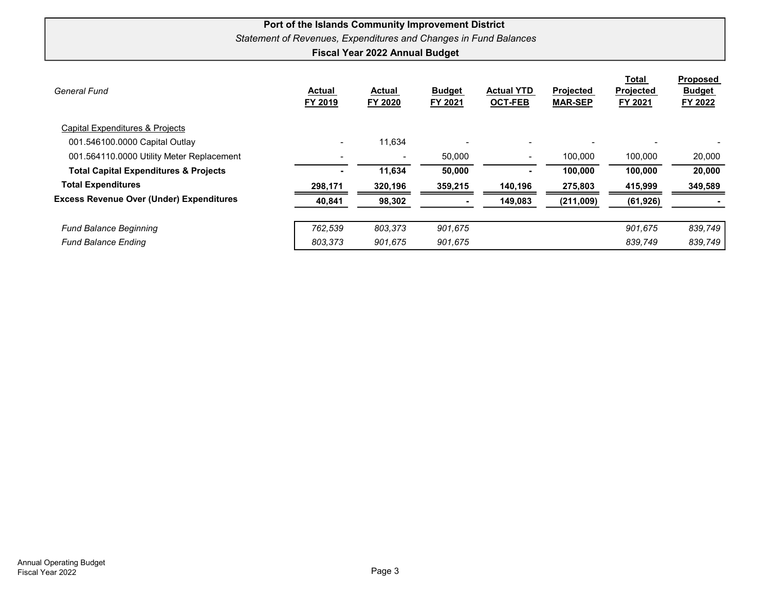**Port of the Islands Community Improvement District**

*Statement of Revenues, Expenditures and Changes in Fund Balances*

**Fiscal Year 2022 Annual Budget**

| *General Fund* | Actual FY 2019 | Actual FY 2020 | Budget FY 2021 | Actual YTD OCT-FEB | Projected MAR-SEP | Total Projected FY 2021 | Proposed Budget FY 2022 |
|---|---|---|---|---|---|---|---|
| Capital Expenditures & Projects | | | | | | | |
| 001.546100.0000 Capital Outlay | - | 11,634 | - | - | - | - | - |
| 001.564110.0000 Utility Meter Replacement | - | - | 50,000 | - | 100,000 | 100,000 | 20,000 |
| **Total Capital Expenditures & Projects** | **-** | **11,634** | **50,000** | **-** | **100,000** | **100,000** | **20,000** |
| **Total Expenditures** | **298,171** | **320,196** | **359,215** | **140,196** | **275,803** | **415,999** | **349,589** |
| **Excess Revenue Over (Under) Expenditures** | **40,841** | **98,302** | **-** | **149,083** | **(211,009)** | **(61,926)** | **-** |
| *Fund Balance Beginning* | *762,539* | *803,373* | *901,675* | | | *901,675* | *839,749* |
| *Fund Balance Ending* | *803,373* | *901,675* | *901,675* | | | *839,749* | *839,749* |

Annual Operating Budget
Fiscal Year 2022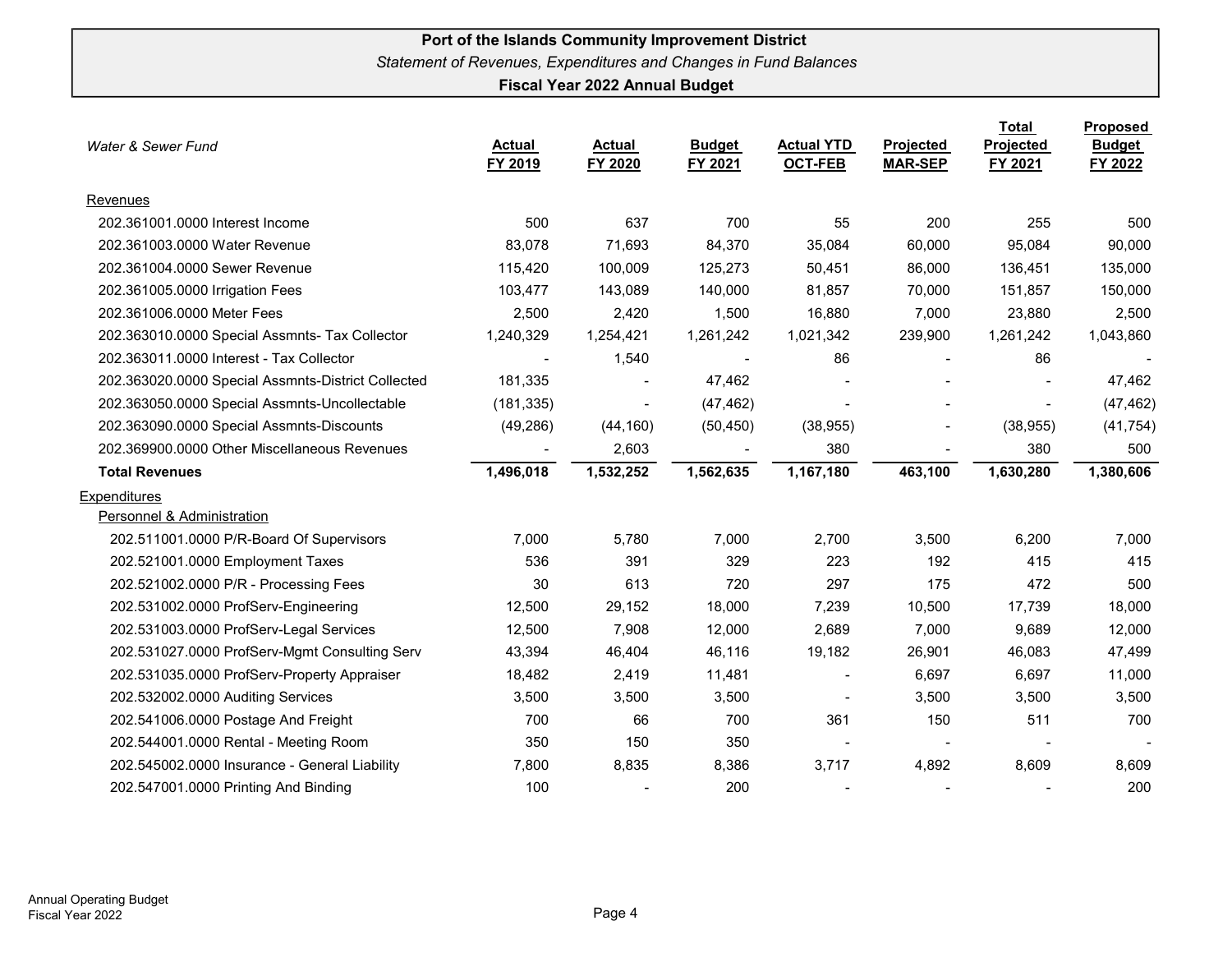**Port of the Islands Community Improvement District**

*Statement of Revenues, Expenditures and Changes in Fund Balances*

**Fiscal Year 2022 Annual Budget**

| *Water & Sewer Fund* | Actual FY 2019 | Actual FY 2020 | Budget FY 2021 | Actual YTD OCT-FEB | Projected MAR-SEP | Total Projected FY 2021 | Proposed Budget FY 2022 |
|---|---|---|---|---|---|---|---|
| Revenues | | | | | | | |
| 202.361001.0000 Interest Income | 500 | 637 | 700 | 55 | 200 | 255 | 500 |
| 202.361003.0000 Water Revenue | 83,078 | 71,693 | 84,370 | 35,084 | 60,000 | 95,084 | 90,000 |
| 202.361004.0000 Sewer Revenue | 115,420 | 100,009 | 125,273 | 50,451 | 86,000 | 136,451 | 135,000 |
| 202.361005.0000 Irrigation Fees | 103,477 | 143,089 | 140,000 | 81,857 | 70,000 | 151,857 | 150,000 |
| 202.361006.0000 Meter Fees | 2,500 | 2,420 | 1,500 | 16,880 | 7,000 | 23,880 | 2,500 |
| 202.363010.0000 Special Assmnts- Tax Collector | 1,240,329 | 1,254,421 | 1,261,242 | 1,021,342 | 239,900 | 1,261,242 | 1,043,860 |
| 202.363011.0000 Interest - Tax Collector | - | 1,540 | - | 86 | - | 86 | - |
| 202.363020.0000 Special Assmnts-District Collected | 181,335 | - | 47,462 | - | - | - | 47,462 |
| 202.363050.0000 Special Assmnts-Uncollectable | (181,335) | - | (47,462) | - | - | - | (47,462) |
| 202.363090.0000 Special Assmnts-Discounts | (49,286) | (44,160) | (50,450) | (38,955) | - | (38,955) | (41,754) |
| 202.369900.0000 Other Miscellaneous Revenues | - | 2,603 | - | 380 | - | 380 | 500 |
| **Total Revenues** | **1,496,018** | **1,532,252** | **1,562,635** | **1,167,180** | **463,100** | **1,630,280** | **1,380,606** |
| Expenditures | | | | | | | |
| Personnel & Administration | | | | | | | |
| 202.511001.0000 P/R-Board Of Supervisors | 7,000 | 5,780 | 7,000 | 2,700 | 3,500 | 6,200 | 7,000 |
| 202.521001.0000 Employment Taxes | 536 | 391 | 329 | 223 | 192 | 415 | 415 |
| 202.521002.0000 P/R - Processing Fees | 30 | 613 | 720 | 297 | 175 | 472 | 500 |
| 202.531002.0000 ProfServ-Engineering | 12,500 | 29,152 | 18,000 | 7,239 | 10,500 | 17,739 | 18,000 |
| 202.531003.0000 ProfServ-Legal Services | 12,500 | 7,908 | 12,000 | 2,689 | 7,000 | 9,689 | 12,000 |
| 202.531027.0000 ProfServ-Mgmt Consulting Serv | 43,394 | 46,404 | 46,116 | 19,182 | 26,901 | 46,083 | 47,499 |
| 202.531035.0000 ProfServ-Property Appraiser | 18,482 | 2,419 | 11,481 | - | 6,697 | 6,697 | 11,000 |
| 202.532002.0000 Auditing Services | 3,500 | 3,500 | 3,500 | - | 3,500 | 3,500 | 3,500 |
| 202.541006.0000 Postage And Freight | 700 | 66 | 700 | 361 | 150 | 511 | 700 |
| 202.544001.0000 Rental - Meeting Room | 350 | 150 | 350 | - | - | - | - |
| 202.545002.0000 Insurance - General Liability | 7,800 | 8,835 | 8,386 | 3,717 | 4,892 | 8,609 | 8,609 |
| 202.547001.0000 Printing And Binding | 100 | - | 200 | - | - | - | 200 |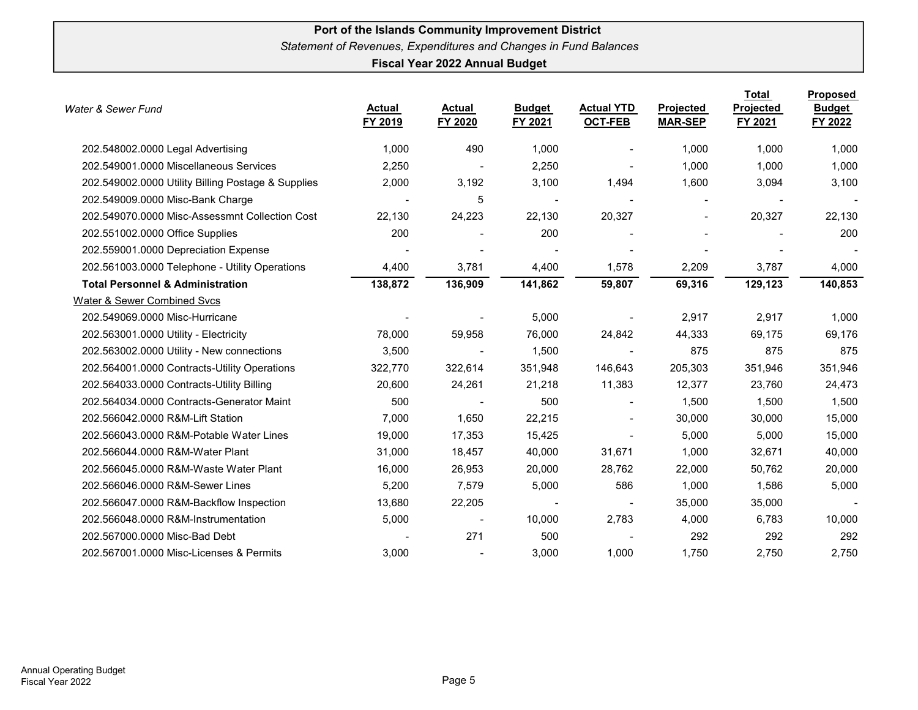**Port of the Islands Community Improvement District**

*Statement of Revenues, Expenditures and Changes in Fund Balances*

**Fiscal Year 2022 Annual Budget**

| *Water & Sewer Fund* | Actual FY 2019 | Actual FY 2020 | Budget FY 2021 | Actual YTD OCT-FEB | Projected MAR-SEP | Total Projected FY 2021 | Proposed Budget FY 2022 |
|---|---|---|---|---|---|---|---|
| 202.548002.0000 Legal Advertising | 1,000 | 490 | 1,000 | - | 1,000 | 1,000 | 1,000 |
| 202.549001.0000 Miscellaneous Services | 2,250 | - | 2,250 | - | 1,000 | 1,000 | 1,000 |
| 202.549002.0000 Utility Billing Postage & Supplies | 2,000 | 3,192 | 3,100 | 1,494 | 1,600 | 3,094 | 3,100 |
| 202.549009.0000 Misc-Bank Charge | - | 5 | - | - | - | - | - |
| 202.549070.0000 Misc-Assessmnt Collection Cost | 22,130 | 24,223 | 22,130 | 20,327 | - | 20,327 | 22,130 |
| 202.551002.0000 Office Supplies | 200 | - | 200 | - | - | - | 200 |
| 202.559001.0000 Depreciation Expense | - | - | - | - | - | - | - |
| 202.561003.0000 Telephone - Utility Operations | 4,400 | 3,781 | 4,400 | 1,578 | 2,209 | 3,787 | 4,000 |
| **Total Personnel & Administration** | **138,872** | **136,909** | **141,862** | **59,807** | **69,316** | **129,123** | **140,853** |
| Water & Sewer Combined Svcs | | | | | | | |
| 202.549069.0000 Misc-Hurricane | - | - | 5,000 | - | 2,917 | 2,917 | 1,000 |
| 202.563001.0000 Utility - Electricity | 78,000 | 59,958 | 76,000 | 24,842 | 44,333 | 69,175 | 69,176 |
| 202.563002.0000 Utility - New connections | 3,500 | - | 1,500 | - | 875 | 875 | 875 |
| 202.564001.0000 Contracts-Utility Operations | 322,770 | 322,614 | 351,948 | 146,643 | 205,303 | 351,946 | 351,946 |
| 202.564033.0000 Contracts-Utility Billing | 20,600 | 24,261 | 21,218 | 11,383 | 12,377 | 23,760 | 24,473 |
| 202.564034.0000 Contracts-Generator Maint | 500 | - | 500 | - | 1,500 | 1,500 | 1,500 |
| 202.566042.0000 R&M-Lift Station | 7,000 | 1,650 | 22,215 | - | 30,000 | 30,000 | 15,000 |
| 202.566043.0000 R&M-Potable Water Lines | 19,000 | 17,353 | 15,425 | - | 5,000 | 5,000 | 15,000 |
| 202.566044.0000 R&M-Water Plant | 31,000 | 18,457 | 40,000 | 31,671 | 1,000 | 32,671 | 40,000 |
| 202.566045.0000 R&M-Waste Water Plant | 16,000 | 26,953 | 20,000 | 28,762 | 22,000 | 50,762 | 20,000 |
| 202.566046.0000 R&M-Sewer Lines | 5,200 | 7,579 | 5,000 | 586 | 1,000 | 1,586 | 5,000 |
| 202.566047.0000 R&M-Backflow Inspection | 13,680 | 22,205 | - | - | 35,000 | 35,000 | - |
| 202.566048.0000 R&M-Instrumentation | 5,000 | - | 10,000 | 2,783 | 4,000 | 6,783 | 10,000 |
| 202.567000.0000 Misc-Bad Debt | - | 271 | 500 | - | 292 | 292 | 292 |
| 202.567001.0000 Misc-Licenses & Permits | 3,000 | - | 3,000 | 1,000 | 1,750 | 2,750 | 2,750 |

Annual Operating Budget
Fiscal Year 2022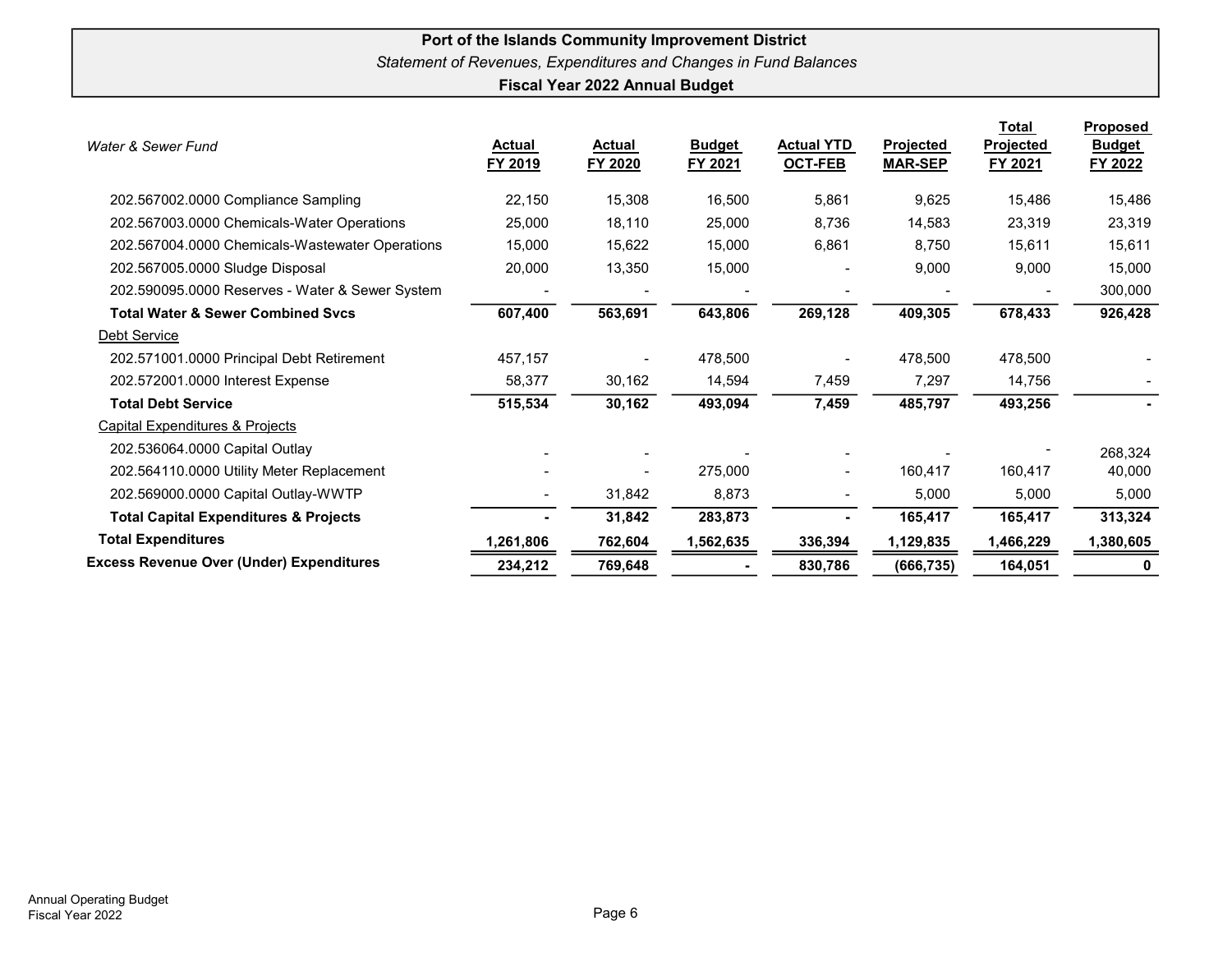**Port of the Islands Community Improvement District**

*Statement of Revenues, Expenditures and Changes in Fund Balances*

**Fiscal Year 2022 Annual Budget**

| *Water & Sewer Fund* | Actual FY 2019 | Actual FY 2020 | Budget FY 2021 | Actual YTD OCT-FEB | Projected MAR-SEP | Total Projected FY 2021 | Proposed Budget FY 2022 |
|---|---|---|---|---|---|---|---|
| 202.567002.0000 Compliance Sampling | 22,150 | 15,308 | 16,500 | 5,861 | 9,625 | 15,486 | 15,486 |
| 202.567003.0000 Chemicals-Water Operations | 25,000 | 18,110 | 25,000 | 8,736 | 14,583 | 23,319 | 23,319 |
| 202.567004.0000 Chemicals-Wastewater Operations | 15,000 | 15,622 | 15,000 | 6,861 | 8,750 | 15,611 | 15,611 |
| 202.567005.0000 Sludge Disposal | 20,000 | 13,350 | 15,000 | - | 9,000 | 9,000 | 15,000 |
| 202.590095.0000 Reserves - Water & Sewer System | - | - | - | - | - | - | 300,000 |
| **Total Water & Sewer Combined Svcs** | **607,400** | **563,691** | **643,806** | **269,128** | **409,305** | **678,433** | **926,428** |
| Debt Service | | | | | | | |
| 202.571001.0000 Principal Debt Retirement | 457,157 | - | 478,500 | - | 478,500 | 478,500 | - |
| 202.572001.0000 Interest Expense | 58,377 | 30,162 | 14,594 | 7,459 | 7,297 | 14,756 | - |
| **Total Debt Service** | **515,534** | **30,162** | **493,094** | **7,459** | **485,797** | **493,256** | **-** |
| Capital Expenditures & Projects | | | | | | | |
| 202.536064.0000 Capital Outlay | - | - | - | - | - | - | 268,324 |
| 202.564110.0000 Utility Meter Replacement | - | - | 275,000 | - | 160,417 | 160,417 | 40,000 |
| 202.569000.0000 Capital Outlay-WWTP | - | 31,842 | 8,873 | - | 5,000 | 5,000 | 5,000 |
| **Total Capital Expenditures & Projects** | **-** | **31,842** | **283,873** | **-** | **165,417** | **165,417** | **313,324** |
| **Total Expenditures** | **1,261,806** | **762,604** | **1,562,635** | **336,394** | **1,129,835** | **1,466,229** | **1,380,605** |
| **Excess Revenue Over (Under) Expenditures** | **234,212** | **769,648** | **-** | **830,786** | **(666,735)** | **164,051** | **0** |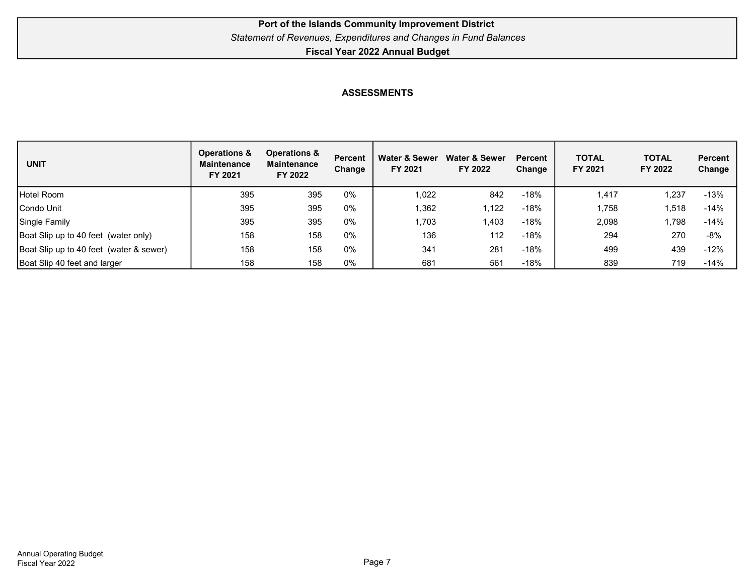# Port of the Islands Community Improvement District

*Statement of Revenues, Expenditures and Changes in Fund Balances*

**Fiscal Year 2022 Annual Budget**

## ASSESSMENTS

| UNIT | Operations & Maintenance FY 2021 | Operations & Maintenance FY 2022 | Percent Change | Water & Sewer FY 2021 | Water & Sewer FY 2022 | Percent Change | TOTAL FY 2021 | TOTAL FY 2022 | Percent Change |
|---|---|---|---|---|---|---|---|---|---|
| Hotel Room | 395 | 395 | 0% | 1,022 | 842 | -18% | 1,417 | 1,237 | -13% |
| Condo Unit | 395 | 395 | 0% | 1,362 | 1,122 | -18% | 1,758 | 1,518 | -14% |
| Single Family | 395 | 395 | 0% | 1,703 | 1,403 | -18% | 2,098 | 1,798 | -14% |
| Boat Slip up to 40 feet (water only) | 158 | 158 | 0% | 136 | 112 | -18% | 294 | 270 | -8% |
| Boat Slip up to 40 feet (water & sewer) | 158 | 158 | 0% | 341 | 281 | -18% | 499 | 439 | -12% |
| Boat Slip 40 feet and larger | 158 | 158 | 0% | 681 | 561 | -18% | 839 | 719 | -14% |